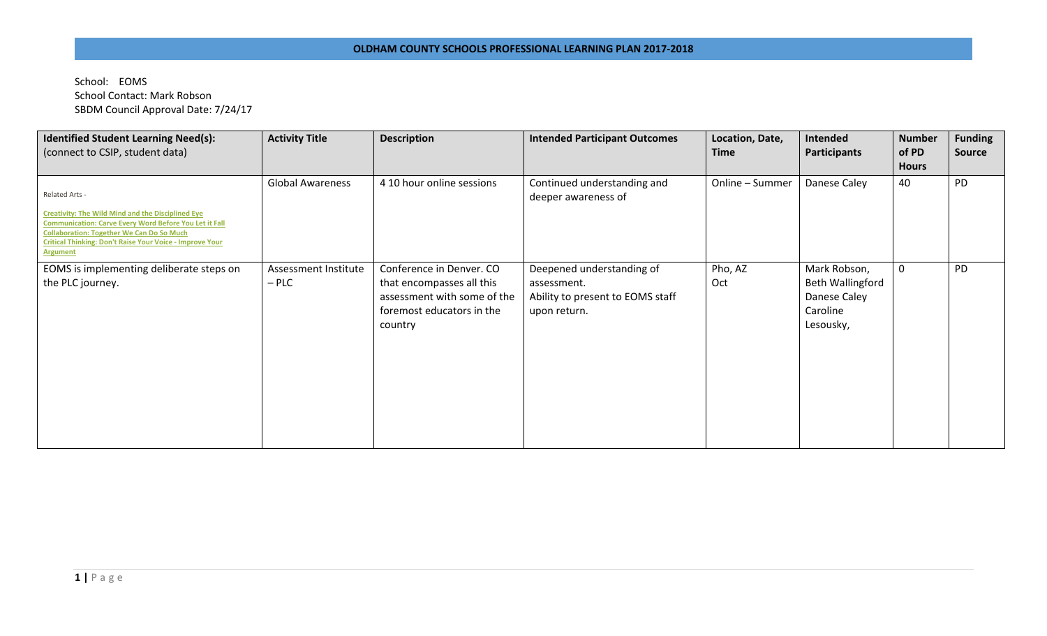# OLDHAM COUNTY SCHOOLS PROFESSIONAL LEARNING PLAN 2017-2018

School: EOMS
School Contact: Mark Robson
SBDM Council Approval Date: 7/24/17

| **Identified Student Learning Need(s):** (connect to CSIP, student data) | **Activity Title** | **Description** | **Intended Participant Outcomes** | **Location, Date, Time** | **Intended Participants** | **Number of PD Hours** | **Funding Source** |
|---|---|---|---|---|---|---|---|
| Related Arts - **Creativity: The Wild Mind and the Disciplined Eye** **Communication: Carve Every Word Before You Let it Fall** **Collaboration: Together We Can Do So Much** **Critical Thinking: Don't Raise Your Voice - Improve Your Argument** | Global Awareness | 4 10 hour online sessions | Continued understanding and deeper awareness of | Online – Summer | Danese Caley | 40 | PD |
| EOMS is implementing deliberate steps on the PLC journey. | Assessment Institute – PLC | Conference in Denver. CO that encompasses all this assessment with some of the foremost educators in the country | Deepened understanding of assessment. Ability to present to EOMS staff upon return. | Pho, AZ Oct | Mark Robson, Beth Wallingford Danese Caley Caroline Lesousky, | 0 | PD |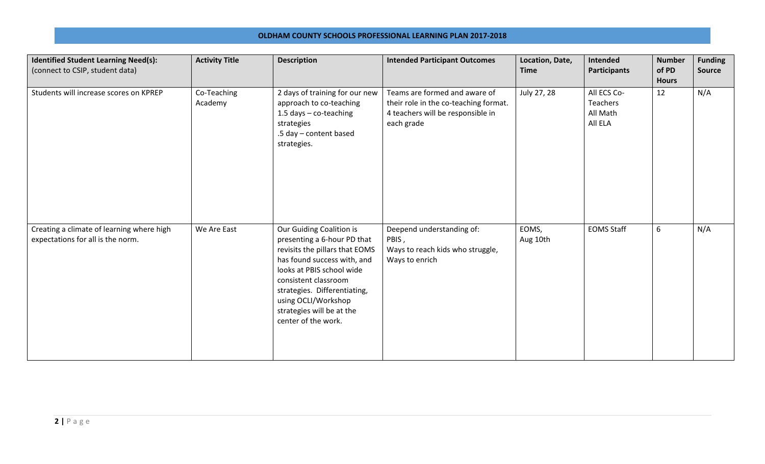# OLDHAM COUNTY SCHOOLS PROFESSIONAL LEARNING PLAN 2017-2018

| **Identified Student Learning Need(s):** (connect to CSIP, student data) | **Activity Title** | **Description** | **Intended Participant Outcomes** | **Location, Date, Time** | **Intended Participants** | **Number of PD Hours** | **Funding Source** |
|---|---|---|---|---|---|---|---|
| Students will increase scores on KPREP | Co-Teaching Academy | 2 days of training for our new approach to co-teaching<br>1.5 days – co-teaching strategies<br>.5 day – content based strategies. | Teams are formed and aware of their role in the co-teaching format. 4 teachers will be responsible in each grade | July 27, 28 | All ECS Co-Teachers<br>All Math<br>All ELA | 12 | N/A |
| Creating a climate of learning where high expectations for all is the norm. | We Are East | Our Guiding Coalition is presenting a 6-hour PD that revisits the pillars that EOMS has found success with, and looks at PBIS school wide consistent classroom strategies. Differentiating, using OCLI/Workshop strategies will be at the center of the work. | Deepend understanding of:<br>PBIS ,<br>Ways to reach kids who struggle,<br>Ways to enrich | EOMS,<br>Aug 10th | EOMS Staff | 6 | N/A |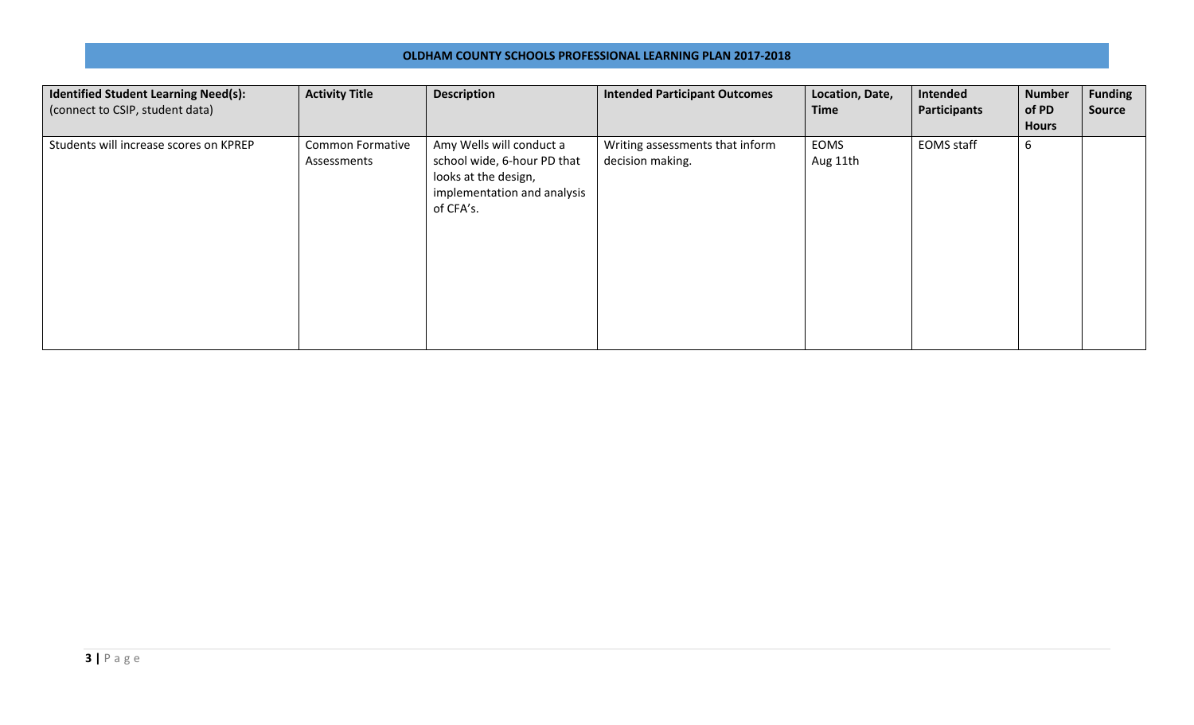**OLDHAM COUNTY SCHOOLS PROFESSIONAL LEARNING PLAN 2017-2018**

| **Identified Student Learning Need(s):** (connect to CSIP, student data) | **Activity Title** | **Description** | **Intended Participant Outcomes** | **Location, Date, Time** | **Intended Participants** | **Number of PD Hours** | **Funding Source** |
|---|---|---|---|---|---|---|---|
| Students will increase scores on KPREP | Common Formative Assessments | Amy Wells will conduct a school wide, 6-hour PD that looks at the design, implementation and analysis of CFA's. | Writing assessments that inform decision making. | EOMS Aug 11th | EOMS staff | 6 | |